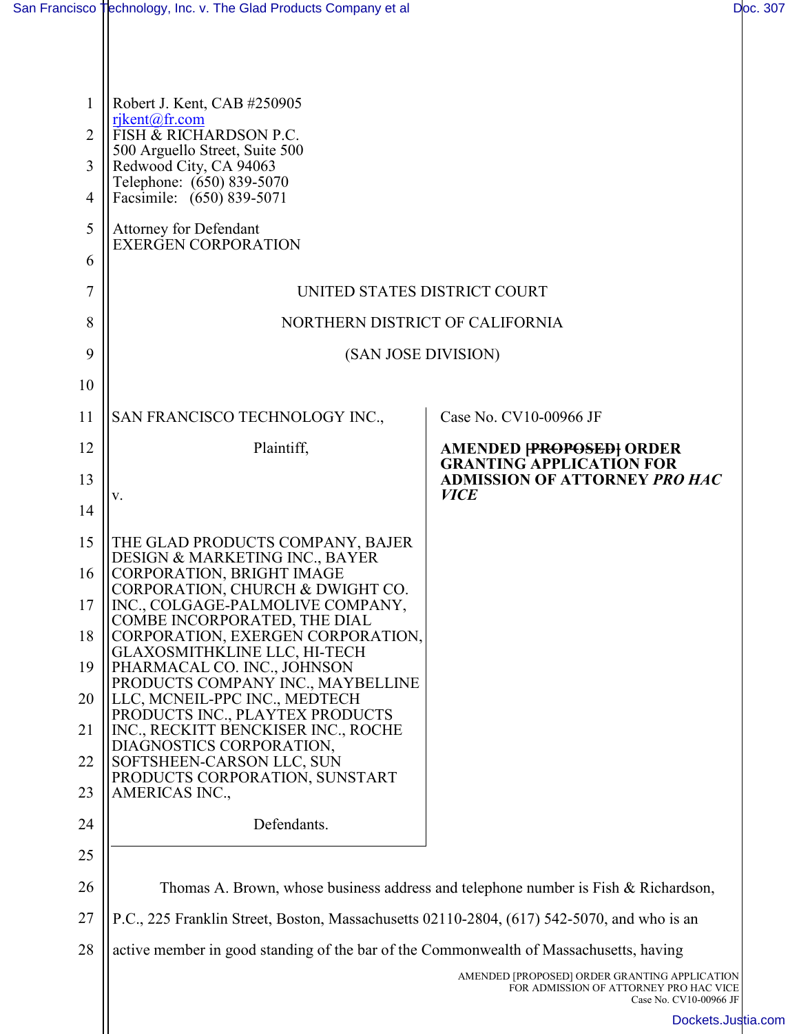Robert J. Kent, CAB #250905
rjkent@fr.com
FISH & RICHARDSON P.C.
500 Arguello Street, Suite 500
Redwood City, CA 94063
Telephone: (650) 839-5070
Facsimile: (650) 839-5071

Attorney for Defendant
EXERGEN CORPORATION

UNITED STATES DISTRICT COURT

NORTHERN DISTRICT OF CALIFORNIA

(SAN JOSE DIVISION)

SAN FRANCISCO TECHNOLOGY INC.,

Plaintiff,

v.

THE GLAD PRODUCTS COMPANY, BAJER DESIGN & MARKETING INC., BAYER CORPORATION, BRIGHT IMAGE CORPORATION, CHURCH & DWIGHT CO. INC., COLGAGE-PALMOLIVE COMPANY, COMBE INCORPORATED, THE DIAL CORPORATION, EXERGEN CORPORATION, GLAXOSMITHKLINE LLC, HI-TECH PHARMACAL CO. INC., JOHNSON PRODUCTS COMPANY INC., MAYBELLINE LLC, MCNEIL-PPC INC., MEDTECH PRODUCTS INC., PLAYTEX PRODUCTS INC., RECKITT BENCKISER INC., ROCHE DIAGNOSTICS CORPORATION, SOFTSHEEN-CARSON LLC, SUN PRODUCTS CORPORATION, SUNSTART AMERICAS INC.,

Defendants.

Case No. CV10-00966 JF

**AMENDED ~~[PROPOSED]~~ ORDER GRANTING APPLICATION FOR ADMISSION OF ATTORNEY *PRO HAC VICE***

Thomas A. Brown, whose business address and telephone number is Fish & Richardson, P.C., 225 Franklin Street, Boston, Massachusetts 02110-2804, (617) 542-5070, and who is an active member in good standing of the bar of the Commonwealth of Massachusetts, having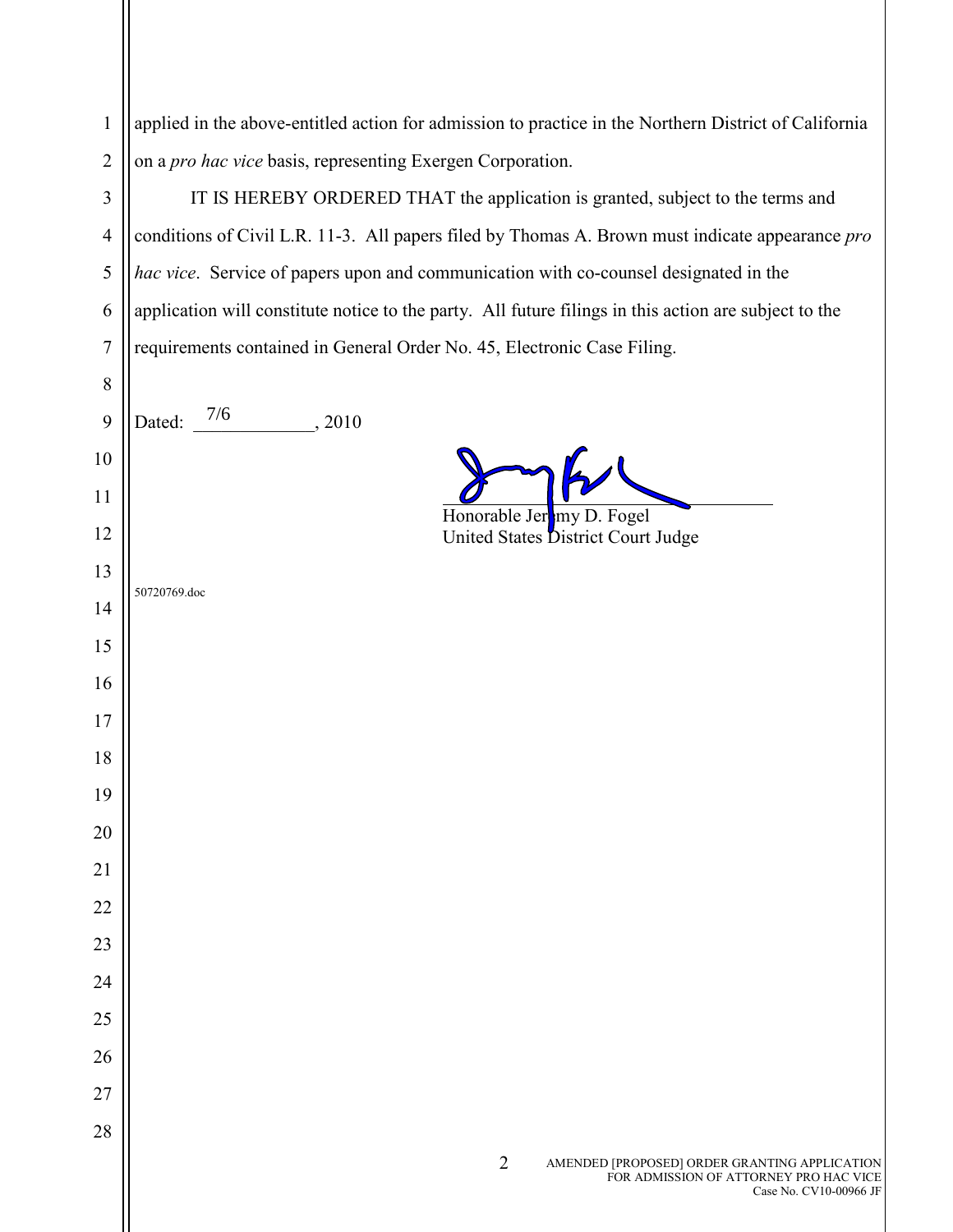applied in the above-entitled action for admission to practice in the Northern District of California on a *pro hac vice* basis, representing Exergen Corporation.

IT IS HEREBY ORDERED THAT the application is granted, subject to the terms and conditions of Civil L.R. 11-3. All papers filed by Thomas A. Brown must indicate appearance *pro hac vice*. Service of papers upon and communication with co-counsel designated in the application will constitute notice to the party. All future filings in this action are subject to the requirements contained in General Order No. 45, Electronic Case Filing.

Dated: 7/6, 2010

Honorable Jeremy D. Fogel
United States District Court Judge

50720769.doc

AMENDED [PROPOSED] ORDER GRANTING APPLICATION FOR ADMISSION OF ATTORNEY PRO HAC VICE
Case No. CV10-00966 JF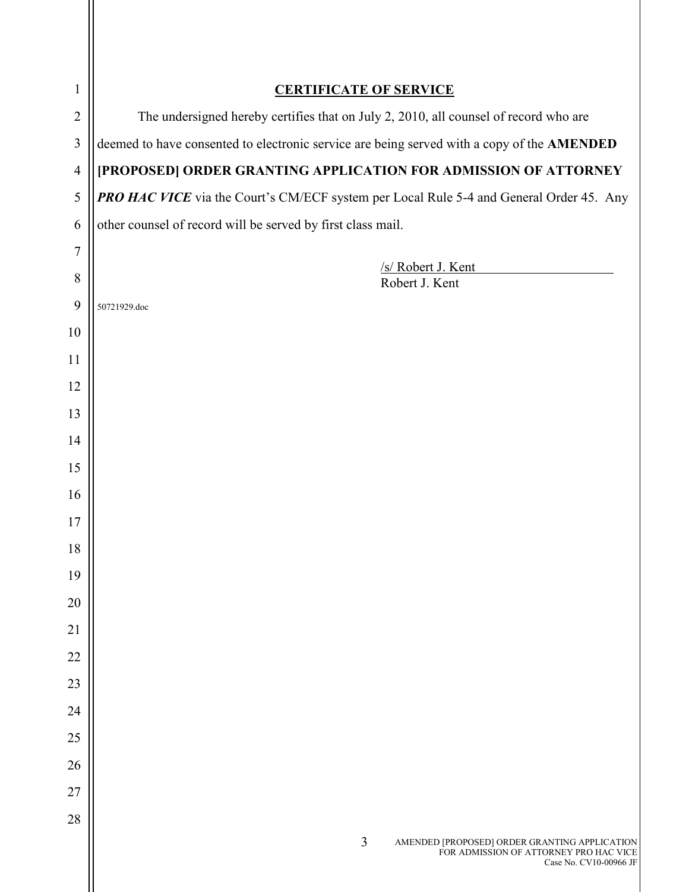## CERTIFICATE OF SERVICE

The undersigned hereby certifies that on July 2, 2010, all counsel of record who are deemed to have consented to electronic service are being served with a copy of the **AMENDED [PROPOSED] ORDER GRANTING APPLICATION FOR ADMISSION OF ATTORNEY** ***PRO HAC VICE*** via the Court's CM/ECF system per Local Rule 5-4 and General Order 45. Any other counsel of record will be served by first class mail.

/s/ Robert J. Kent
Robert J. Kent

50721929.doc